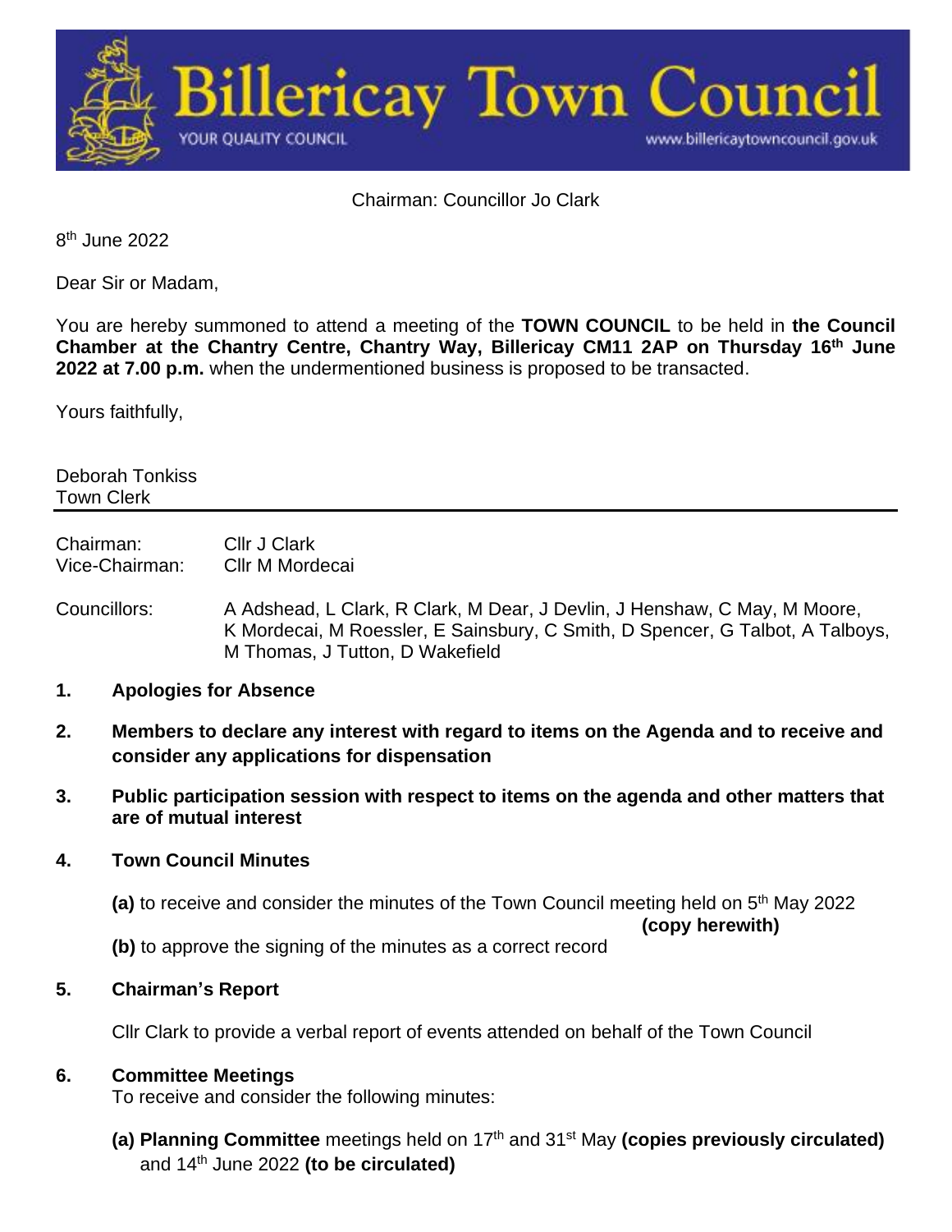# Billericay Town Council

YOUR QUALITY COUNCIL

www.billericaytowncouncil.gov.uk

Chairman: Councillor Jo Clark

8th June 2022

Dear Sir or Madam,

You are hereby summoned to attend a meeting of the **TOWN COUNCIL** to be held in **the Council Chamber at the Chantry Centre, Chantry Way, Billericay CM11 2AP on Thursday 16th June 2022 at 7.00 p.m.** when the undermentioned business is proposed to be transacted.

Yours faithfully,

Deborah Tonkiss
Town Clerk

---

Chairman: Cllr J Clark
Vice-Chairman: Cllr M Mordecai

Councillors: A Adshead, L Clark, R Clark, M Dear, J Devlin, J Henshaw, C May, M Moore, K Mordecai, M Roessler, E Sainsbury, C Smith, D Spencer, G Talbot, A Talboys, M Thomas, J Tutton, D Wakefield

**1. Apologies for Absence**

**2. Members to declare any interest with regard to items on the Agenda and to receive and consider any applications for dispensation**

**3. Public participation session with respect to items on the agenda and other matters that are of mutual interest**

**4. Town Council Minutes**

**(a)** to receive and consider the minutes of the Town Council meeting held on 5th May 2022 **(copy herewith)**

**(b)** to approve the signing of the minutes as a correct record

**5. Chairman's Report**

Cllr Clark to provide a verbal report of events attended on behalf of the Town Council

**6. Committee Meetings**

To receive and consider the following minutes:

**(a) Planning Committee** meetings held on 17th and 31st May **(copies previously circulated)** and 14th June 2022 **(to be circulated)**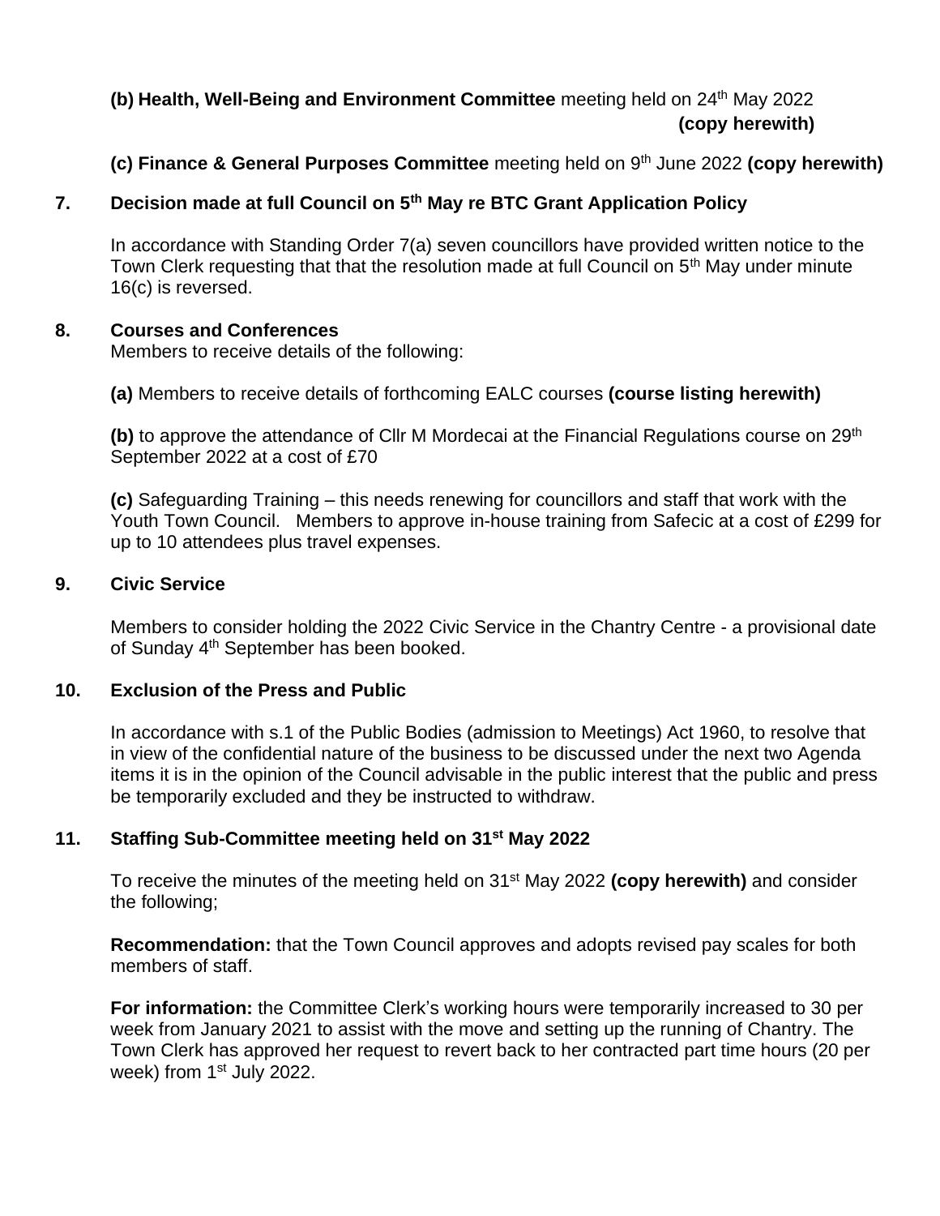**(b) Health, Well-Being and Environment Committee** meeting held on 24th May 2022 **(copy herewith)**

**(c) Finance & General Purposes Committee** meeting held on 9th June 2022 **(copy herewith)**

## 7. Decision made at full Council on 5th May re BTC Grant Application Policy

In accordance with Standing Order 7(a) seven councillors have provided written notice to the Town Clerk requesting that that the resolution made at full Council on 5th May under minute 16(c) is reversed.

## 8. Courses and Conferences

Members to receive details of the following:

**(a)** Members to receive details of forthcoming EALC courses **(course listing herewith)**

**(b)** to approve the attendance of Cllr M Mordecai at the Financial Regulations course on 29th September 2022 at a cost of £70

**(c)** Safeguarding Training – this needs renewing for councillors and staff that work with the Youth Town Council. Members to approve in-house training from Safecic at a cost of £299 for up to 10 attendees plus travel expenses.

## 9. Civic Service

Members to consider holding the 2022 Civic Service in the Chantry Centre - a provisional date of Sunday 4th September has been booked.

## 10. Exclusion of the Press and Public

In accordance with s.1 of the Public Bodies (admission to Meetings) Act 1960, to resolve that in view of the confidential nature of the business to be discussed under the next two Agenda items it is in the opinion of the Council advisable in the public interest that the public and press be temporarily excluded and they be instructed to withdraw.

## 11. Staffing Sub-Committee meeting held on 31st May 2022

To receive the minutes of the meeting held on 31st May 2022 **(copy herewith)** and consider the following;

**Recommendation:** that the Town Council approves and adopts revised pay scales for both members of staff.

**For information:** the Committee Clerk's working hours were temporarily increased to 30 per week from January 2021 to assist with the move and setting up the running of Chantry. The Town Clerk has approved her request to revert back to her contracted part time hours (20 per week) from 1st July 2022.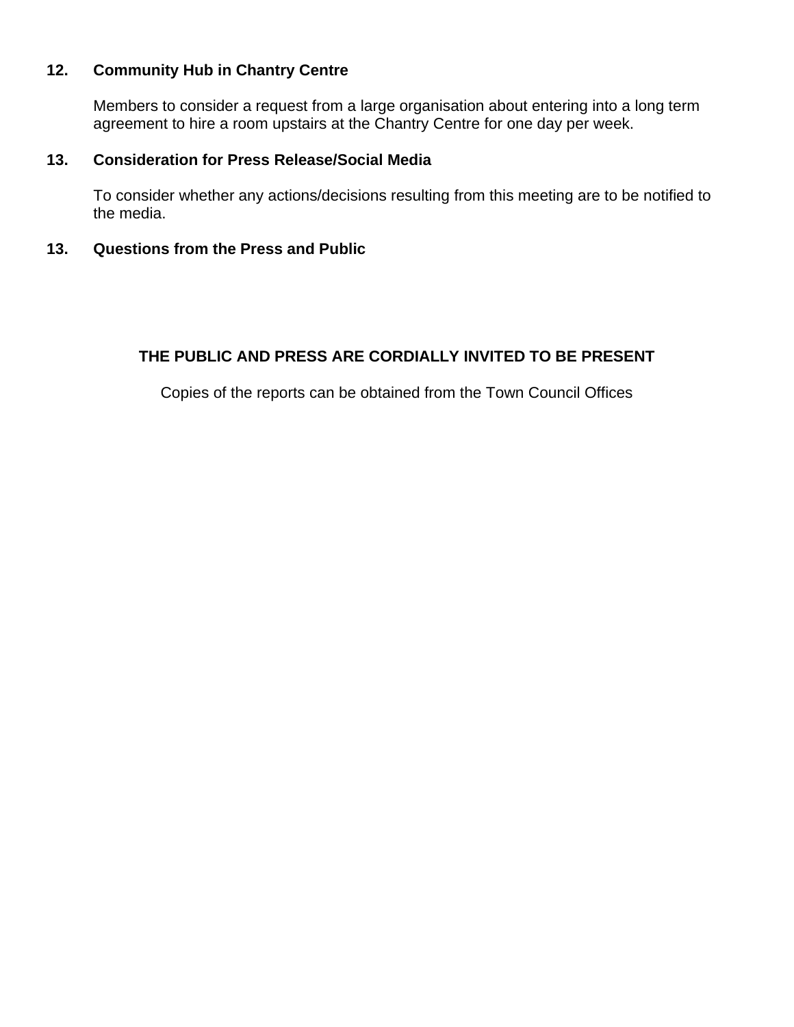**12. Community Hub in Chantry Centre**

Members to consider a request from a large organisation about entering into a long term agreement to hire a room upstairs at the Chantry Centre for one day per week.

**13. Consideration for Press Release/Social Media**

To consider whether any actions/decisions resulting from this meeting are to be notified to the media.

**13. Questions from the Press and Public**

**THE PUBLIC AND PRESS ARE CORDIALLY INVITED TO BE PRESENT**

Copies of the reports can be obtained from the Town Council Offices